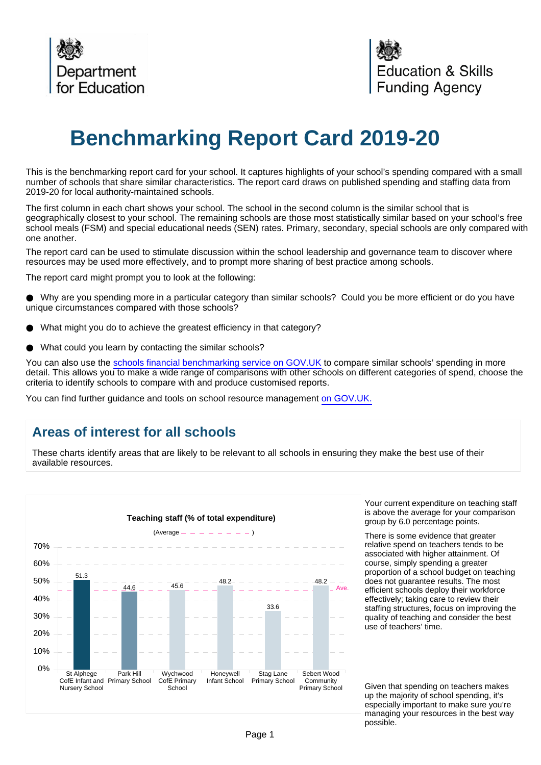Department for Education

Education & Skills Funding Agency

# Benchmarking Report Card 2019-20

This is the benchmarking report card for your school. It captures highlights of your school's spending compared with a small number of schools that share similar characteristics. The report card draws on published spending and staffing data from 2019-20 for local authority-maintained schools.

The first column in each chart shows your school. The school in the second column is the similar school that is geographically closest to your school. The remaining schools are those most statistically similar based on your school's free school meals (FSM) and special educational needs (SEN) rates. Primary, secondary, special schools are only compared with one another.

The report card can be used to stimulate discussion within the school leadership and governance team to discover where resources may be used more effectively, and to prompt more sharing of best practice among schools.

The report card might prompt you to look at the following:

- Why are you spending more in a particular category than similar schools? Could you be more efficient or do you have unique circumstances compared with those schools?
- What might you do to achieve the greatest efficiency in that category?
- What could you learn by contacting the similar schools?

You can also use the [schools financial benchmarking service on GOV.UK](https://schools-financial-benchmarking.service.gov.uk) to compare similar schools' spending in more detail. This allows you to make a wide range of comparisons with other schools on different categories of spend, choose the criteria to identify schools to compare with and produce customised reports.

You can find further guidance and tools on school resource management [on GOV.UK.](https://www.gov.uk)

## Areas of interest for all schools

These charts identify areas that are likely to be relevant to all schools in ensuring they make the best use of their available resources.

**Teaching staff (% of total expenditure)**

(Average — — — — — — — — )

| School | Teaching staff (% of total expenditure) |
|---|---|
| St Alphege CofE Infant and Nursery School | 51.3 |
| Park Hill Primary School | 44.6 |
| Wychwood CofE Primary School | 45.6 |
| Honeywell Infant School | 48.2 |
| Stag Lane Primary School | 33.6 |
| Sebert Wood Community Primary School | 48.2 |

Your current expenditure on teaching staff is above the average for your comparison group by 6.0 percentage points.

There is some evidence that greater relative spend on teachers tends to be associated with higher attainment. Of course, simply spending a greater proportion of a school budget on teaching does not guarantee results. The most efficient schools deploy their workforce effectively; taking care to review their staffing structures, focus on improving the quality of teaching and consider the best use of teachers' time.

Given that spending on teachers makes up the majority of school spending, it's especially important to make sure you're managing your resources in the best way possible.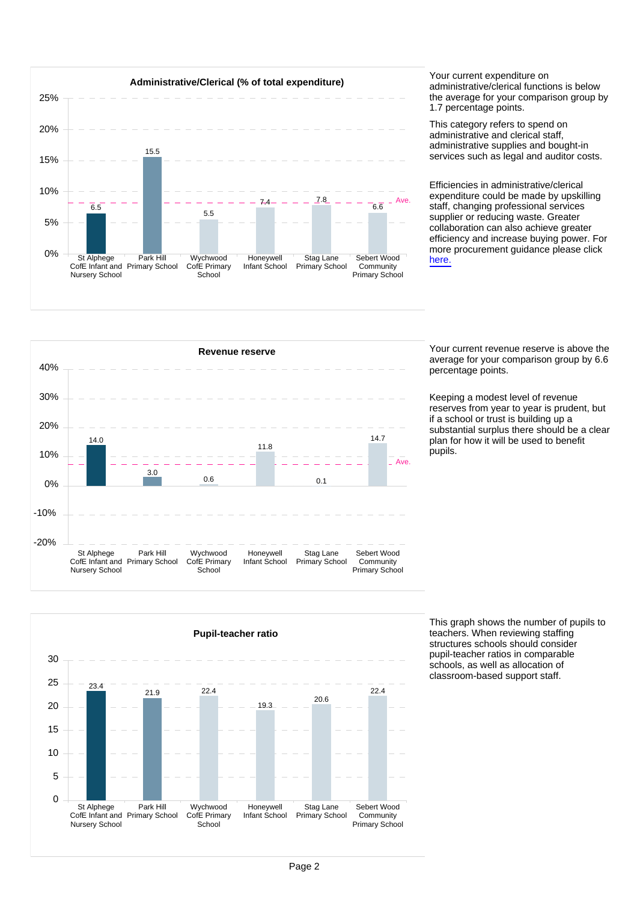## Administrative/Clerical (% of total expenditure)

| School | % |
|---|---|
| St Alphege CofE Infant and Nursery School | 6.5 |
| Park Hill Primary School | 15.5 |
| Wychwood CofE Primary School | 5.5 |
| Honeywell Infant School | 7.4 |
| Stag Lane Primary School | 7.8 |
| Sebert Wood Community Primary School | 6.6 |

Your current expenditure on administrative/clerical functions is below the average for your comparison group by 1.7 percentage points.

This category refers to spend on administrative and clerical staff, administrative supplies and bought-in services such as legal and auditor costs.

Efficiencies in administrative/clerical expenditure could be made by upskilling staff, changing professional services supplier or reducing waste. Greater collaboration can also achieve greater efficiency and increase buying power. For more procurement guidance please click here.

## Revenue reserve

| School | % |
|---|---|
| St Alphege CofE Infant and Nursery School | 14.0 |
| Park Hill Primary School | 3.0 |
| Wychwood CofE Primary School | 0.6 |
| Honeywell Infant School | 11.8 |
| Stag Lane Primary School | 0.1 |
| Sebert Wood Community Primary School | 14.7 |

Your current revenue reserve is above the average for your comparison group by 6.6 percentage points.

Keeping a modest level of revenue reserves from year to year is prudent, but if a school or trust is building up a substantial surplus there should be a clear plan for how it will be used to benefit pupils.

## Pupil-teacher ratio

| School | Ratio |
|---|---|
| St Alphege CofE Infant and Nursery School | 23.4 |
| Park Hill Primary School | 21.9 |
| Wychwood CofE Primary School | 22.4 |
| Honeywell Infant School | 19.3 |
| Stag Lane Primary School | 20.6 |
| Sebert Wood Community Primary School | 22.4 |

This graph shows the number of pupils to teachers. When reviewing staffing structures schools should consider pupil-teacher ratios in comparable schools, as well as allocation of classroom-based support staff.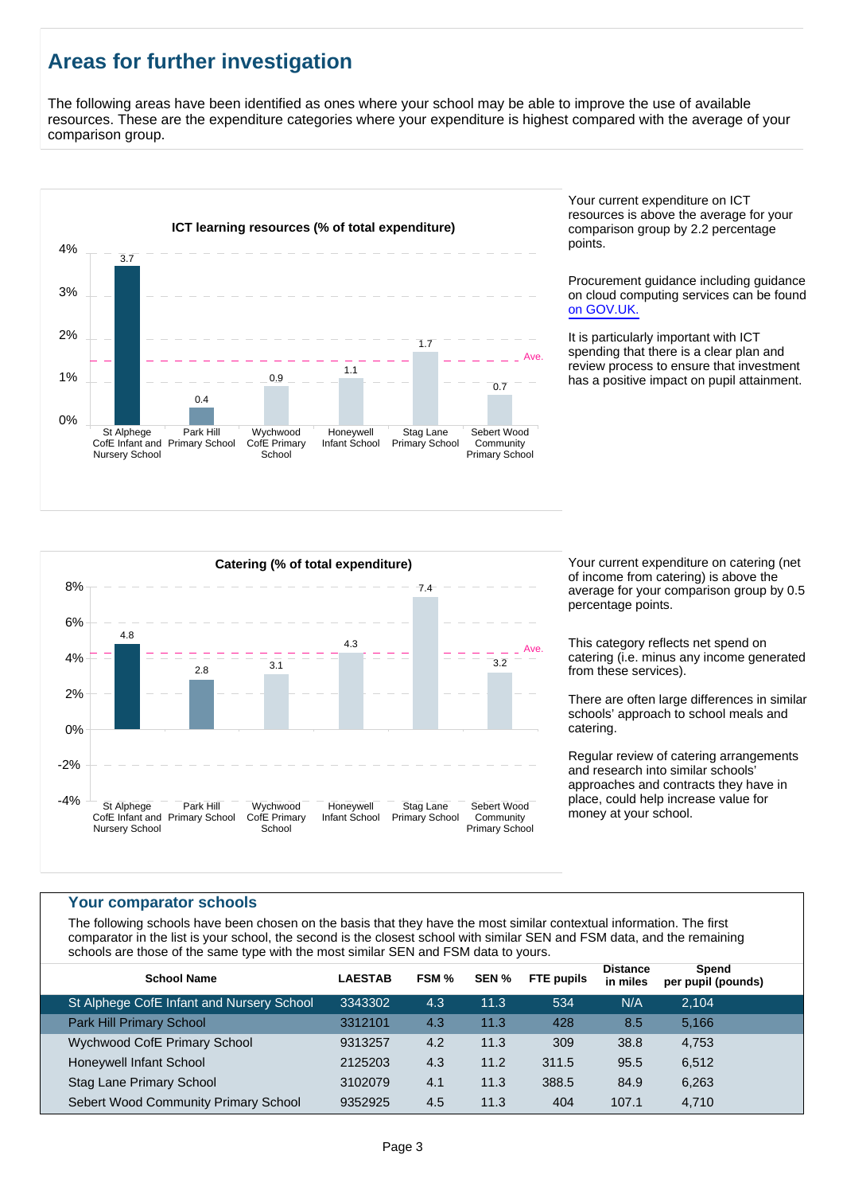## Areas for further investigation

The following areas have been identified as ones where your school may be able to improve the use of available resources. These are the expenditure categories where your expenditure is highest compared with the average of your comparison group.

**ICT learning resources (% of total expenditure)**

| School | % |
|---|---|
| St Alphege CofE Infant and Nursery School | 3.7 |
| Park Hill Primary School | 0.4 |
| Wychwood CofE Primary School | 0.9 |
| Honeywell Infant School | 1.1 |
| Stag Lane Primary School | 1.7 |
| Sebert Wood Community Primary School | 0.7 |

Your current expenditure on ICT resources is above the average for your comparison group by 2.2 percentage points.

Procurement guidance including guidance on cloud computing services can be found on GOV.UK.

It is particularly important with ICT spending that there is a clear plan and review process to ensure that investment has a positive impact on pupil attainment.

**Catering (% of total expenditure)**

| School | % |
|---|---|
| St Alphege CofE Infant and Nursery School | 4.8 |
| Park Hill Primary School | 2.8 |
| Wychwood CofE Primary School | 3.1 |
| Honeywell Infant School | 4.3 |
| Stag Lane Primary School | 7.4 |
| Sebert Wood Community Primary School | 3.2 |

Your current expenditure on catering (net of income from catering) is above the average for your comparison group by 0.5 percentage points.

This category reflects net spend on catering (i.e. minus any income generated from these services).

There are often large differences in similar schools' approach to school meals and catering.

Regular review of catering arrangements and research into similar schools' approaches and contracts they have in place, could help increase value for money at your school.

### Your comparator schools

The following schools have been chosen on the basis that they have the most similar contextual information. The first comparator in the list is your school, the second is the closest school with similar SEN and FSM data, and the remaining schools are those of the same type with the most similar SEN and FSM data to yours.

| School Name | LAESTAB | FSM % | SEN % | FTE pupils | Distance in miles | Spend per pupil (pounds) |
|---|---|---|---|---|---|---|
| St Alphege CofE Infant and Nursery School | 3343302 | 4.3 | 11.3 | 534 | N/A | 2,104 |
| Park Hill Primary School | 3312101 | 4.3 | 11.3 | 428 | 8.5 | 5,166 |
| Wychwood CofE Primary School | 9313257 | 4.2 | 11.3 | 309 | 38.8 | 4,753 |
| Honeywell Infant School | 2125203 | 4.3 | 11.2 | 311.5 | 95.5 | 6,512 |
| Stag Lane Primary School | 3102079 | 4.1 | 11.3 | 388.5 | 84.9 | 6,263 |
| Sebert Wood Community Primary School | 9352925 | 4.5 | 11.3 | 404 | 107.1 | 4,710 |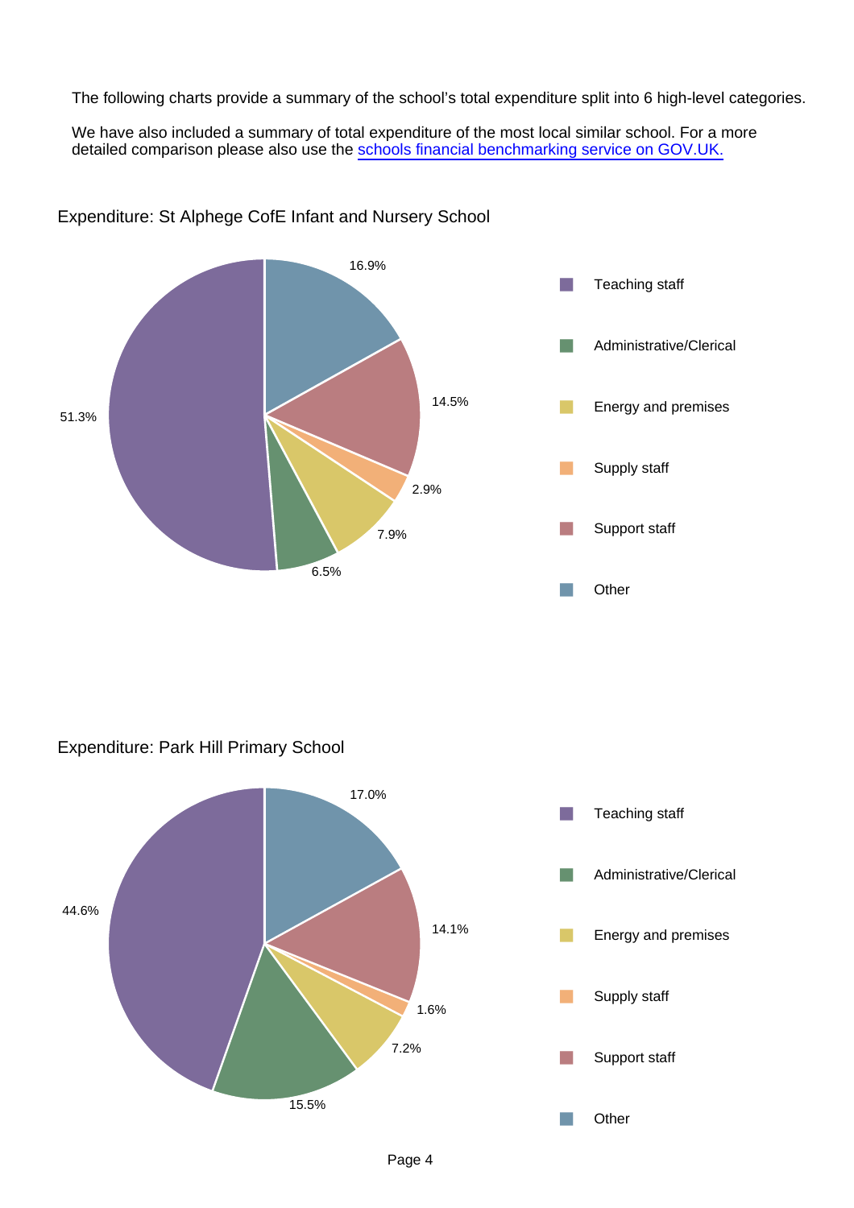The following charts provide a summary of the school's total expenditure split into 6 high-level categories.

We have also included a summary of total expenditure of the most local similar school. For a more detailed comparison please also use the [schools financial benchmarking service on GOV.UK.](https://schools-financial-benchmarking.service.gov.uk)

Expenditure: St Alphege CofE Infant and Nursery School

16.9%
14.5%
2.9%
7.9%
6.5%
51.3%

Teaching staff
Administrative/Clerical
Energy and premises
Supply staff
Support staff
Other

Expenditure: Park Hill Primary School

17.0%
14.1%
1.6%
7.2%
15.5%
44.6%

Teaching staff
Administrative/Clerical
Energy and premises
Supply staff
Support staff
Other